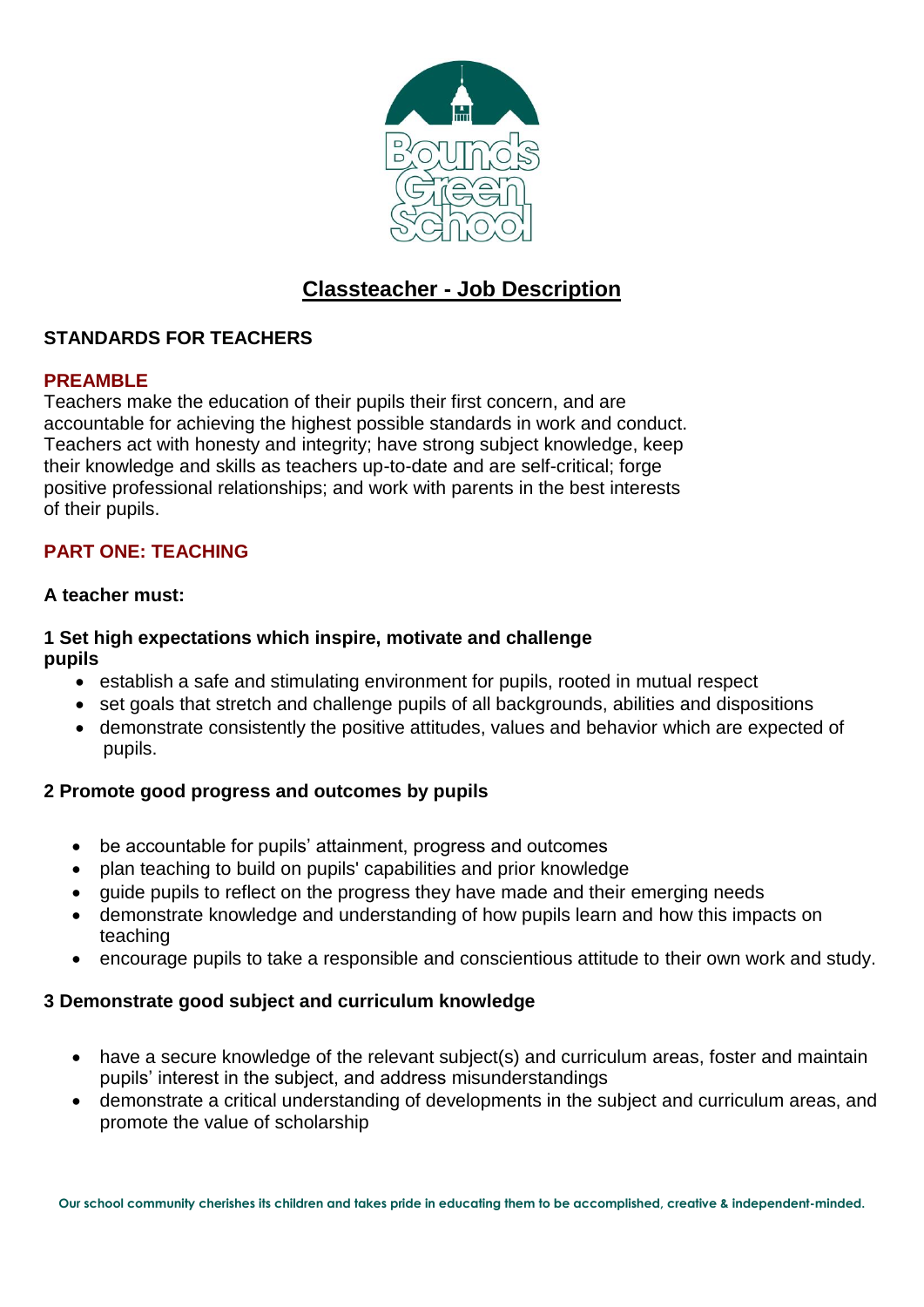# Classteacher - Job Description

## STANDARDS FOR TEACHERS

### PREAMBLE

Teachers make the education of their pupils their first concern, and are accountable for achieving the highest possible standards in work and conduct. Teachers act with honesty and integrity; have strong subject knowledge, keep their knowledge and skills as teachers up-to-date and are self-critical; forge positive professional relationships; and work with parents in the best interests of their pupils.

### PART ONE: TEACHING

**A teacher must:**

**1 Set high expectations which inspire, motivate and challenge pupils**

- establish a safe and stimulating environment for pupils, rooted in mutual respect
- set goals that stretch and challenge pupils of all backgrounds, abilities and dispositions
- demonstrate consistently the positive attitudes, values and behavior which are expected of pupils.

**2 Promote good progress and outcomes by pupils**

- be accountable for pupils' attainment, progress and outcomes
- plan teaching to build on pupils' capabilities and prior knowledge
- guide pupils to reflect on the progress they have made and their emerging needs
- demonstrate knowledge and understanding of how pupils learn and how this impacts on teaching
- encourage pupils to take a responsible and conscientious attitude to their own work and study.

**3 Demonstrate good subject and curriculum knowledge**

- have a secure knowledge of the relevant subject(s) and curriculum areas, foster and maintain pupils' interest in the subject, and address misunderstandings
- demonstrate a critical understanding of developments in the subject and curriculum areas, and promote the value of scholarship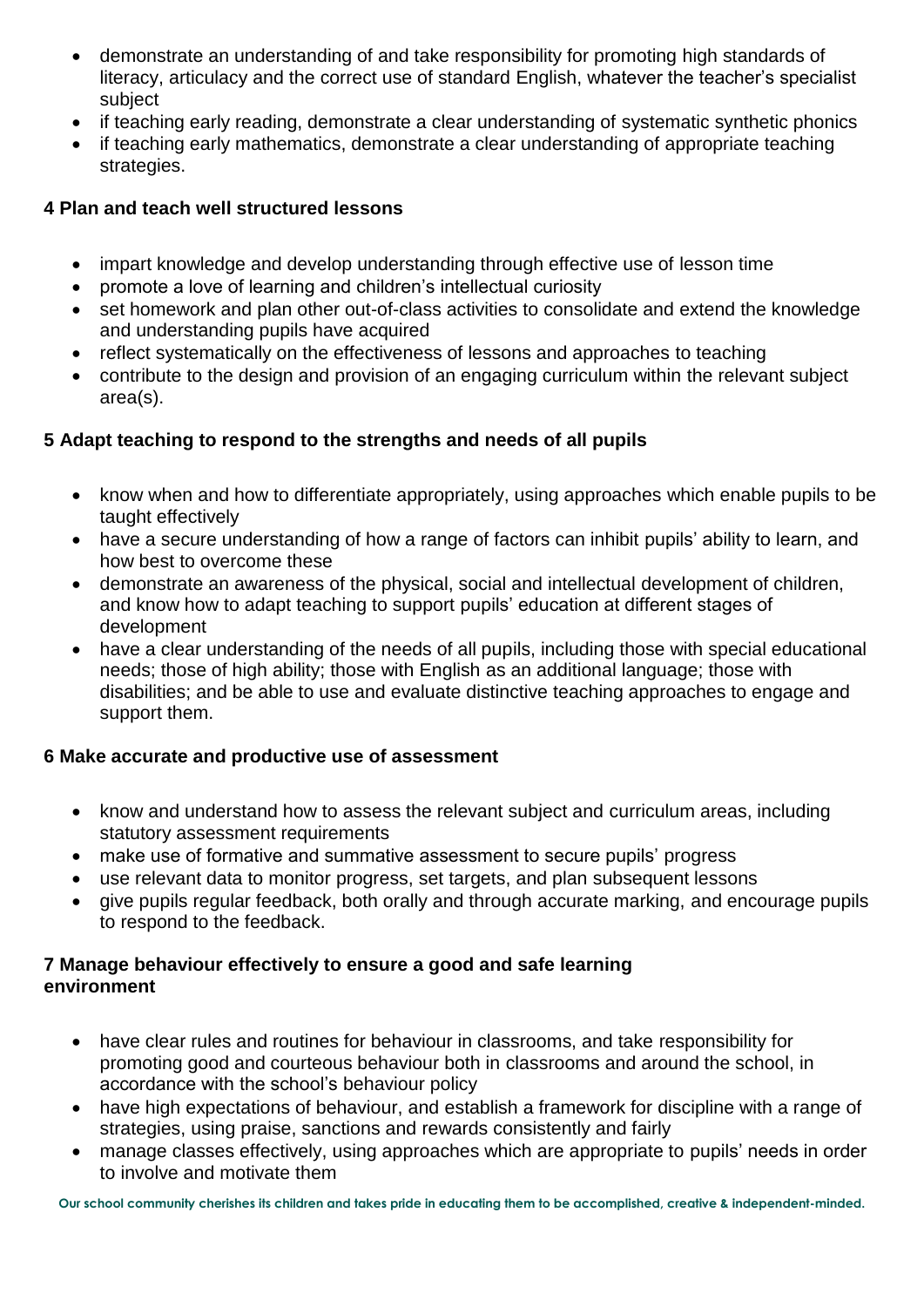- demonstrate an understanding of and take responsibility for promoting high standards of literacy, articulacy and the correct use of standard English, whatever the teacher's specialist subject
- if teaching early reading, demonstrate a clear understanding of systematic synthetic phonics
- if teaching early mathematics, demonstrate a clear understanding of appropriate teaching strategies.

**4 Plan and teach well structured lessons**

- impart knowledge and develop understanding through effective use of lesson time
- promote a love of learning and children's intellectual curiosity
- set homework and plan other out-of-class activities to consolidate and extend the knowledge and understanding pupils have acquired
- reflect systematically on the effectiveness of lessons and approaches to teaching
- contribute to the design and provision of an engaging curriculum within the relevant subject area(s).

**5 Adapt teaching to respond to the strengths and needs of all pupils**

- know when and how to differentiate appropriately, using approaches which enable pupils to be taught effectively
- have a secure understanding of how a range of factors can inhibit pupils' ability to learn, and how best to overcome these
- demonstrate an awareness of the physical, social and intellectual development of children, and know how to adapt teaching to support pupils' education at different stages of development
- have a clear understanding of the needs of all pupils, including those with special educational needs; those of high ability; those with English as an additional language; those with disabilities; and be able to use and evaluate distinctive teaching approaches to engage and support them.

**6 Make accurate and productive use of assessment**

- know and understand how to assess the relevant subject and curriculum areas, including statutory assessment requirements
- make use of formative and summative assessment to secure pupils' progress
- use relevant data to monitor progress, set targets, and plan subsequent lessons
- give pupils regular feedback, both orally and through accurate marking, and encourage pupils to respond to the feedback.

**7 Manage behaviour effectively to ensure a good and safe learning environment**

- have clear rules and routines for behaviour in classrooms, and take responsibility for promoting good and courteous behaviour both in classrooms and around the school, in accordance with the school's behaviour policy
- have high expectations of behaviour, and establish a framework for discipline with a range of strategies, using praise, sanctions and rewards consistently and fairly
- manage classes effectively, using approaches which are appropriate to pupils' needs in order to involve and motivate them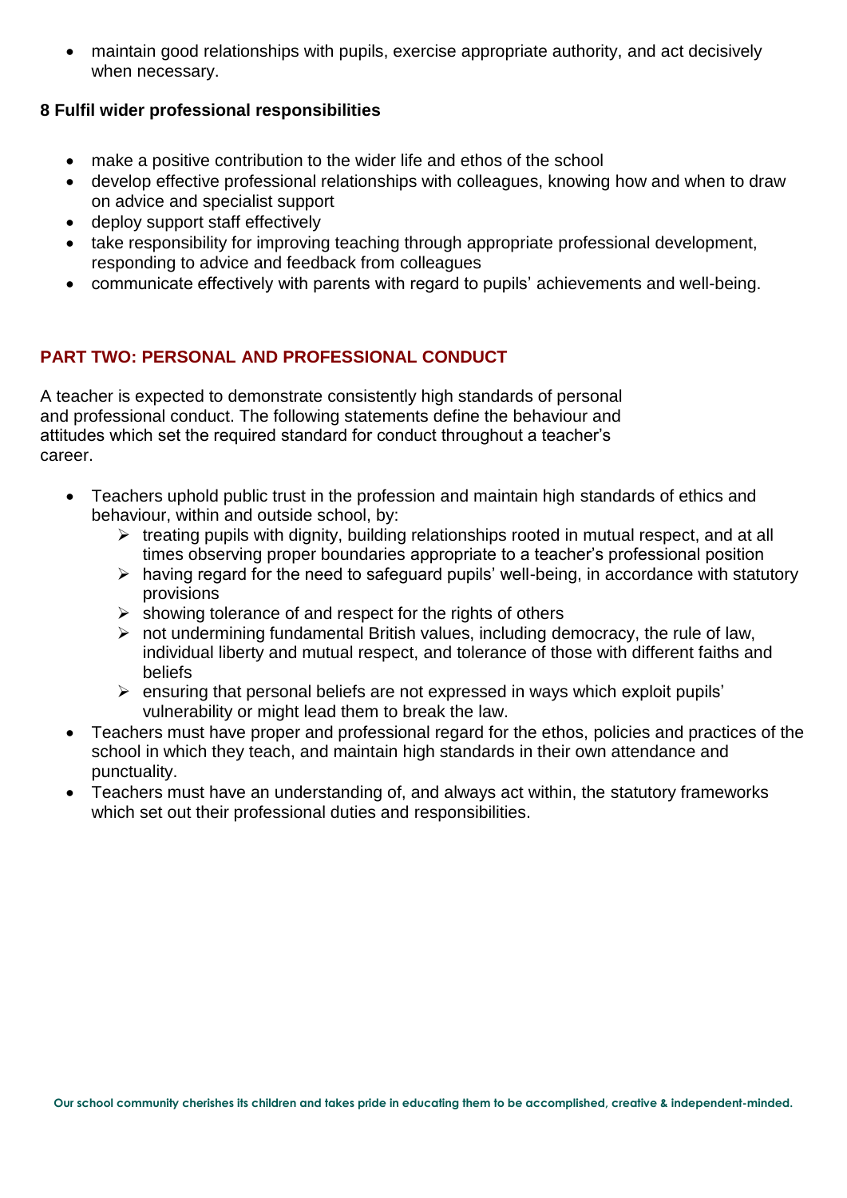- maintain good relationships with pupils, exercise appropriate authority, and act decisively when necessary.

**8 Fulfil wider professional responsibilities**

- make a positive contribution to the wider life and ethos of the school
- develop effective professional relationships with colleagues, knowing how and when to draw on advice and specialist support
- deploy support staff effectively
- take responsibility for improving teaching through appropriate professional development, responding to advice and feedback from colleagues
- communicate effectively with parents with regard to pupils' achievements and well-being.

## PART TWO: PERSONAL AND PROFESSIONAL CONDUCT

A teacher is expected to demonstrate consistently high standards of personal and professional conduct. The following statements define the behaviour and attitudes which set the required standard for conduct throughout a teacher's career.

- Teachers uphold public trust in the profession and maintain high standards of ethics and behaviour, within and outside school, by:
  - treating pupils with dignity, building relationships rooted in mutual respect, and at all times observing proper boundaries appropriate to a teacher's professional position
  - having regard for the need to safeguard pupils' well-being, in accordance with statutory provisions
  - showing tolerance of and respect for the rights of others
  - not undermining fundamental British values, including democracy, the rule of law, individual liberty and mutual respect, and tolerance of those with different faiths and beliefs
  - ensuring that personal beliefs are not expressed in ways which exploit pupils' vulnerability or might lead them to break the law.
- Teachers must have proper and professional regard for the ethos, policies and practices of the school in which they teach, and maintain high standards in their own attendance and punctuality.
- Teachers must have an understanding of, and always act within, the statutory frameworks which set out their professional duties and responsibilities.